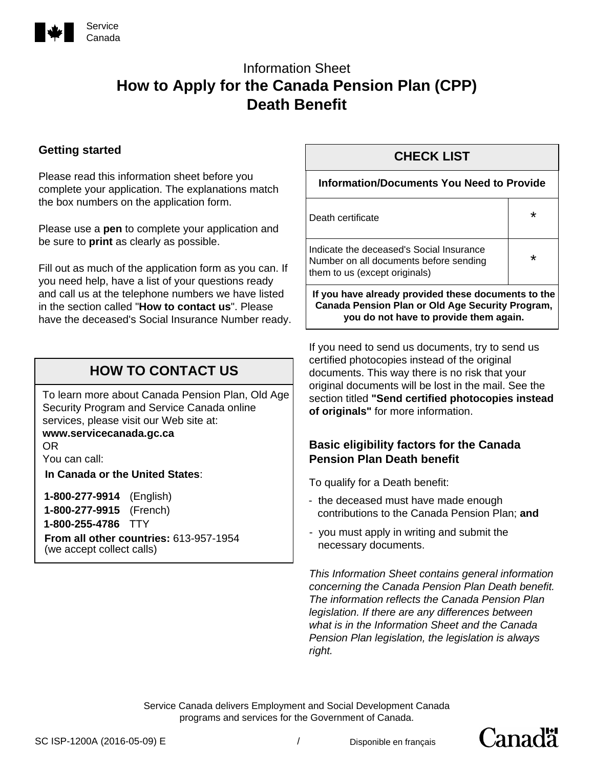Service Canada

Information Sheet

# How to Apply for the Canada Pension Plan (CPP) Death Benefit

## Getting started

Please read this information sheet before you complete your application. The explanations match the box numbers on the application form.

Please use a **pen** to complete your application and be sure to **print** as clearly as possible.

Fill out as much of the application form as you can. If you need help, have a list of your questions ready and call us at the telephone numbers we have listed in the section called "**How to contact us**". Please have the deceased's Social Insurance Number ready.

## HOW TO CONTACT US

To learn more about Canada Pension Plan, Old Age Security Program and Service Canada online services, please visit our Web site at:
**www.servicecanada.gc.ca**
OR
You can call:

**In Canada or the United States**:

**1-800-277-9914** (English)
**1-800-277-9915** (French)
**1-800-255-4786** TTY
**From all other countries:** 613-957-1954
(we accept collect calls)

## CHECK LIST

| Information/Documents You Need to Provide | |
|---|---|
| Death certificate | * |
| Indicate the deceased's Social Insurance Number on all documents before sending them to us (except originals) | * |
| **If you have already provided these documents to the Canada Pension Plan or Old Age Security Program, you do not have to provide them again.** | |

If you need to send us documents, try to send us certified photocopies instead of the original documents. This way there is no risk that your original documents will be lost in the mail. See the section titled **"Send certified photocopies instead of originals"** for more information.

## Basic eligibility factors for the Canada Pension Plan Death benefit

To qualify for a Death benefit:

- the deceased must have made enough contributions to the Canada Pension Plan; **and**
- you must apply in writing and submit the necessary documents.

*This Information Sheet contains general information concerning the Canada Pension Plan Death benefit. The information reflects the Canada Pension Plan legislation. If there are any differences between what is in the Information Sheet and the Canada Pension Plan legislation, the legislation is always right.*

Service Canada delivers Employment and Social Development Canada programs and services for the Government of Canada.

SC ISP-1200A (2016-05-09) E / Disponible en français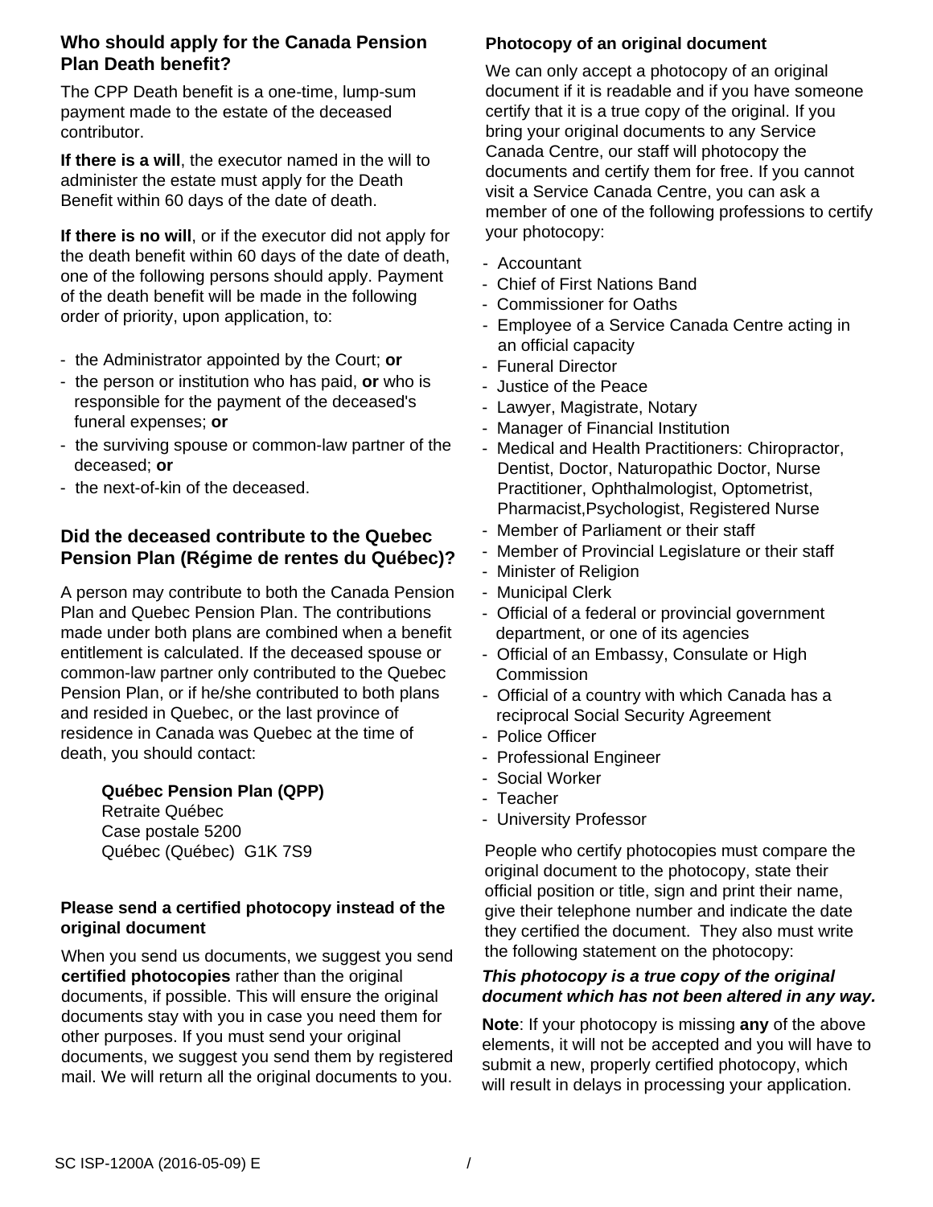## Who should apply for the Canada Pension Plan Death benefit?

The CPP Death benefit is a one-time, lump-sum payment made to the estate of the deceased contributor.

**If there is a will**, the executor named in the will to administer the estate must apply for the Death Benefit within 60 days of the date of death.

**If there is no will**, or if the executor did not apply for the death benefit within 60 days of the date of death, one of the following persons should apply. Payment of the death benefit will be made in the following order of priority, upon application, to:

- the Administrator appointed by the Court; **or**
- the person or institution who has paid, **or** who is responsible for the payment of the deceased's funeral expenses; **or**
- the surviving spouse or common-law partner of the deceased; **or**
- the next-of-kin of the deceased.

## Did the deceased contribute to the Quebec Pension Plan (Régime de rentes du Québec)?

A person may contribute to both the Canada Pension Plan and Quebec Pension Plan. The contributions made under both plans are combined when a benefit entitlement is calculated. If the deceased spouse or common-law partner only contributed to the Quebec Pension Plan, or if he/she contributed to both plans and resided in Quebec, or the last province of residence in Canada was Quebec at the time of death, you should contact:

**Québec Pension Plan (QPP)**
Retraite Québec
Case postale 5200
Québec (Québec) G1K 7S9

### Please send a certified photocopy instead of the original document

When you send us documents, we suggest you send **certified photocopies** rather than the original documents, if possible. This will ensure the original documents stay with you in case you need them for other purposes. If you must send your original documents, we suggest you send them by registered mail. We will return all the original documents to you.

### Photocopy of an original document

We can only accept a photocopy of an original document if it is readable and if you have someone certify that it is a true copy of the original. If you bring your original documents to any Service Canada Centre, our staff will photocopy the documents and certify them for free. If you cannot visit a Service Canada Centre, you can ask a member of one of the following professions to certify your photocopy:

- Accountant
- Chief of First Nations Band
- Commissioner for Oaths
- Employee of a Service Canada Centre acting in an official capacity
- Funeral Director
- Justice of the Peace
- Lawyer, Magistrate, Notary
- Manager of Financial Institution
- Medical and Health Practitioners: Chiropractor, Dentist, Doctor, Naturopathic Doctor, Nurse Practitioner, Ophthalmologist, Optometrist, Pharmacist,Psychologist, Registered Nurse
- Member of Parliament or their staff
- Member of Provincial Legislature or their staff
- Minister of Religion
- Municipal Clerk
- Official of a federal or provincial government department, or one of its agencies
- Official of an Embassy, Consulate or High Commission
- Official of a country with which Canada has a reciprocal Social Security Agreement
- Police Officer
- Professional Engineer
- Social Worker
- Teacher
- University Professor

People who certify photocopies must compare the original document to the photocopy, state their official position or title, sign and print their name, give their telephone number and indicate the date they certified the document. They also must write the following statement on the photocopy:

***This photocopy is a true copy of the original document which has not been altered in any way.***

**Note**: If your photocopy is missing **any** of the above elements, it will not be accepted and you will have to submit a new, properly certified photocopy, which will result in delays in processing your application.

SC ISP-1200A (2016-05-09) E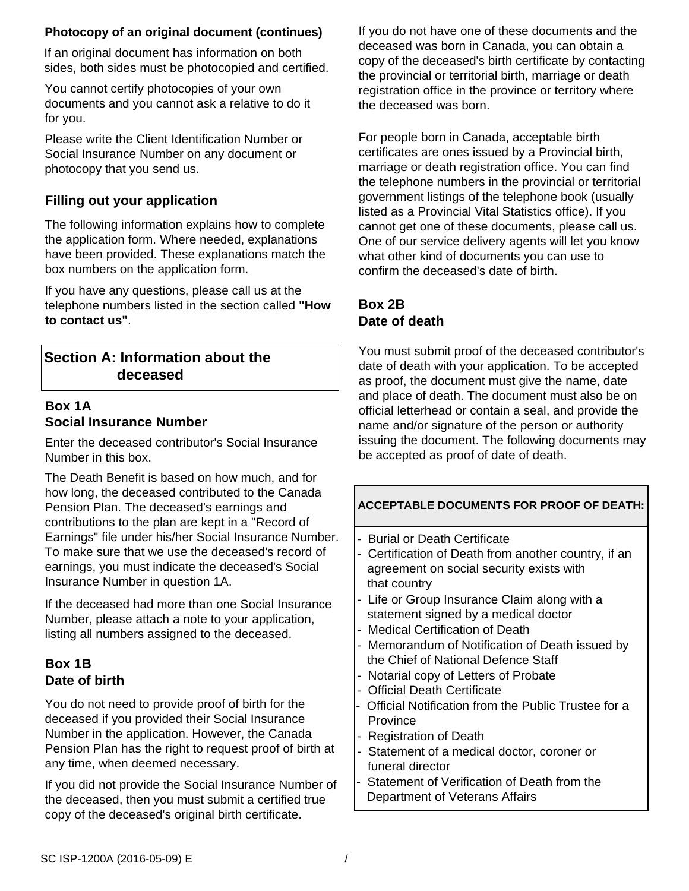**Photocopy of an original document (continues)**

If an original document has information on both sides, both sides must be photocopied and certified.

You cannot certify photocopies of your own documents and you cannot ask a relative to do it for you.

Please write the Client Identification Number or Social Insurance Number on any document or photocopy that you send us.

## Filling out your application

The following information explains how to complete the application form. Where needed, explanations have been provided. These explanations match the box numbers on the application form.

If you have any questions, please call us at the telephone numbers listed in the section called **"How to contact us"**.

## Section A: Information about the deceased

### Box 1A Social Insurance Number

Enter the deceased contributor's Social Insurance Number in this box.

The Death Benefit is based on how much, and for how long, the deceased contributed to the Canada Pension Plan. The deceased's earnings and contributions to the plan are kept in a "Record of Earnings" file under his/her Social Insurance Number. To make sure that we use the deceased's record of earnings, you must indicate the deceased's Social Insurance Number in question 1A.

If the deceased had more than one Social Insurance Number, please attach a note to your application, listing all numbers assigned to the deceased.

### Box 1B Date of birth

You do not need to provide proof of birth for the deceased if you provided their Social Insurance Number in the application. However, the Canada Pension Plan has the right to request proof of birth at any time, when deemed necessary.

If you did not provide the Social Insurance Number of the deceased, then you must submit a certified true copy of the deceased's original birth certificate.

If you do not have one of these documents and the deceased was born in Canada, you can obtain a copy of the deceased's birth certificate by contacting the provincial or territorial birth, marriage or death registration office in the province or territory where the deceased was born.

For people born in Canada, acceptable birth certificates are ones issued by a Provincial birth, marriage or death registration office. You can find the telephone numbers in the provincial or territorial government listings of the telephone book (usually listed as a Provincial Vital Statistics office). If you cannot get one of these documents, please call us. One of our service delivery agents will let you know what other kind of documents you can use to confirm the deceased's date of birth.

### Box 2B Date of death

You must submit proof of the deceased contributor's date of death with your application. To be accepted as proof, the document must give the name, date and place of death. The document must also be on official letterhead or contain a seal, and provide the name and/or signature of the person or authority issuing the document. The following documents may be accepted as proof of date of death.

| ACCEPTABLE DOCUMENTS FOR PROOF OF DEATH: |
|---|
| - Burial or Death Certificate<br>- Certification of Death from another country, if an agreement on social security exists with that country<br>- Life or Group Insurance Claim along with a statement signed by a medical doctor<br>- Medical Certification of Death<br>- Memorandum of Notification of Death issued by the Chief of National Defence Staff<br>- Notarial copy of Letters of Probate<br>- Official Death Certificate<br>- Official Notification from the Public Trustee for a Province<br>- Registration of Death<br>- Statement of a medical doctor, coroner or funeral director<br>- Statement of Verification of Death from the Department of Veterans Affairs |

SC ISP-1200A (2016-05-09) E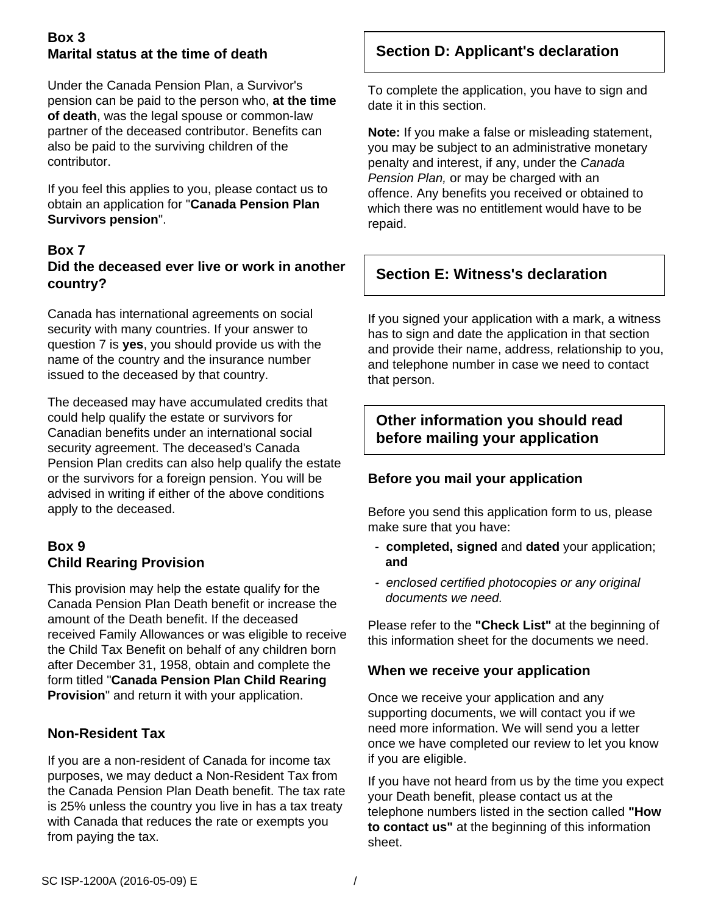### Box 3
### Marital status at the time of death

Under the Canada Pension Plan, a Survivor's pension can be paid to the person who, **at the time of death**, was the legal spouse or common-law partner of the deceased contributor. Benefits can also be paid to the surviving children of the contributor.

If you feel this applies to you, please contact us to obtain an application for "**Canada Pension Plan Survivors pension**".

### Box 7
### Did the deceased ever live or work in another country?

Canada has international agreements on social security with many countries. If your answer to question 7 is **yes**, you should provide us with the name of the country and the insurance number issued to the deceased by that country.

The deceased may have accumulated credits that could help qualify the estate or survivors for Canadian benefits under an international social security agreement. The deceased's Canada Pension Plan credits can also help qualify the estate or the survivors for a foreign pension. You will be advised in writing if either of the above conditions apply to the deceased.

### Box 9
### Child Rearing Provision

This provision may help the estate qualify for the Canada Pension Plan Death benefit or increase the amount of the Death benefit. If the deceased received Family Allowances or was eligible to receive the Child Tax Benefit on behalf of any children born after December 31, 1958, obtain and complete the form titled "**Canada Pension Plan Child Rearing Provision**" and return it with your application.

### Non-Resident Tax

If you are a non-resident of Canada for income tax purposes, we may deduct a Non-Resident Tax from the Canada Pension Plan Death benefit. The tax rate is 25% unless the country you live in has a tax treaty with Canada that reduces the rate or exempts you from paying the tax.

## Section D: Applicant's declaration

To complete the application, you have to sign and date it in this section.

**Note:** If you make a false or misleading statement, you may be subject to an administrative monetary penalty and interest, if any, under the *Canada Pension Plan,* or may be charged with an offence. Any benefits you received or obtained to which there was no entitlement would have to be repaid.

## Section E: Witness's declaration

If you signed your application with a mark, a witness has to sign and date the application in that section and provide their name, address, relationship to you, and telephone number in case we need to contact that person.

## Other information you should read before mailing your application

### Before you mail your application

Before you send this application form to us, please make sure that you have:

- **completed, signed** and **dated** your application; **and**
- *enclosed certified photocopies or any original documents we need.*

Please refer to the **"Check List"** at the beginning of this information sheet for the documents we need.

### When we receive your application

Once we receive your application and any supporting documents, we will contact you if we need more information. We will send you a letter once we have completed our review to let you know if you are eligible.

If you have not heard from us by the time you expect your Death benefit, please contact us at the telephone numbers listed in the section called **"How to contact us"** at the beginning of this information sheet.

SC ISP-1200A (2016-05-09) E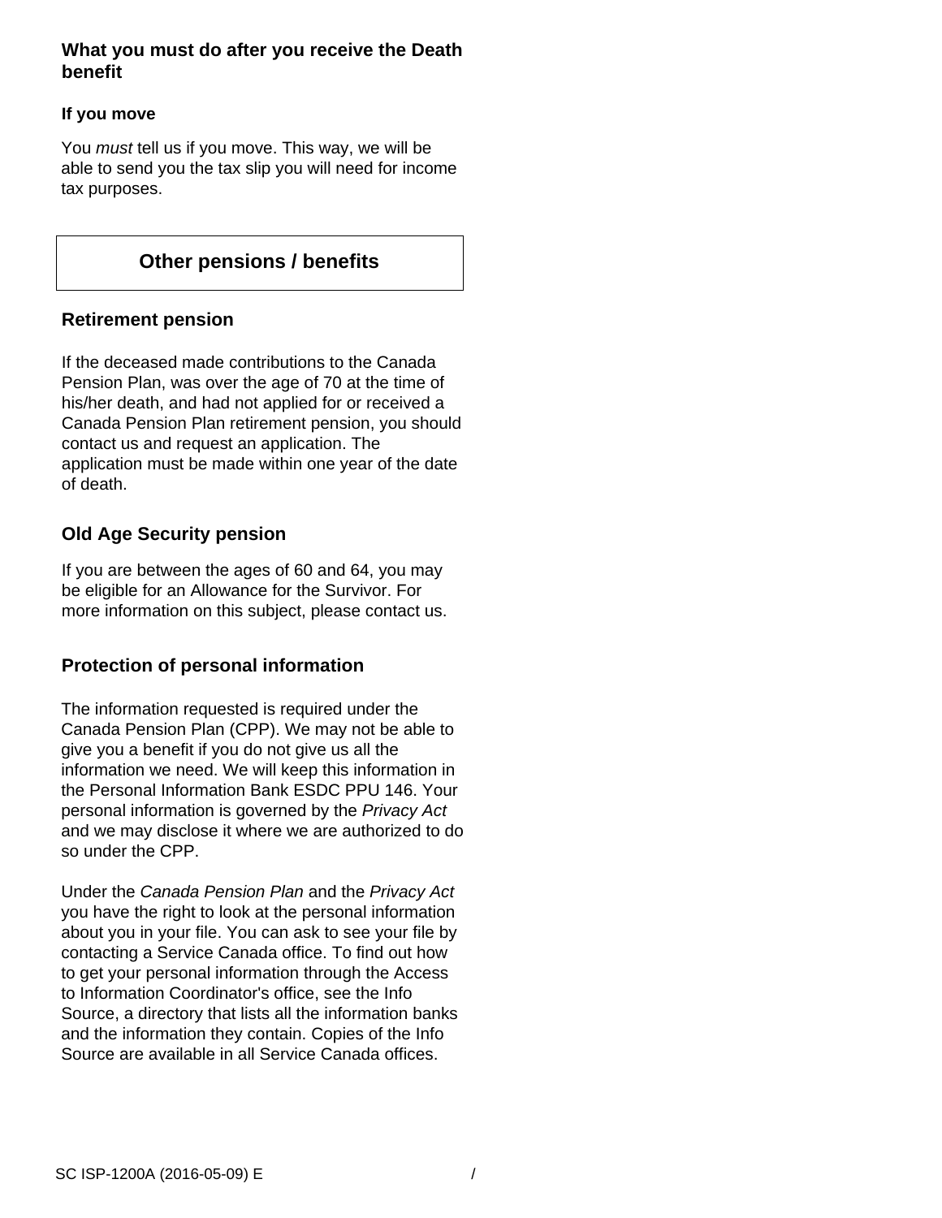### What you must do after you receive the Death benefit

#### If you move

You *must* tell us if you move. This way, we will be able to send you the tax slip you will need for income tax purposes.

## Other pensions / benefits

### Retirement pension

If the deceased made contributions to the Canada Pension Plan, was over the age of 70 at the time of his/her death, and had not applied for or received a Canada Pension Plan retirement pension, you should contact us and request an application. The application must be made within one year of the date of death.

### Old Age Security pension

If you are between the ages of 60 and 64, you may be eligible for an Allowance for the Survivor. For more information on this subject, please contact us.

### Protection of personal information

The information requested is required under the Canada Pension Plan (CPP). We may not be able to give you a benefit if you do not give us all the information we need. We will keep this information in the Personal Information Bank ESDC PPU 146. Your personal information is governed by the *Privacy Act* and we may disclose it where we are authorized to do so under the CPP.

Under the *Canada Pension Plan* and the *Privacy Act* you have the right to look at the personal information about you in your file. You can ask to see your file by contacting a Service Canada office. To find out how to get your personal information through the Access to Information Coordinator's office, see the Info Source, a directory that lists all the information banks and the information they contain. Copies of the Info Source are available in all Service Canada offices.

SC ISP-1200A (2016-05-09) E